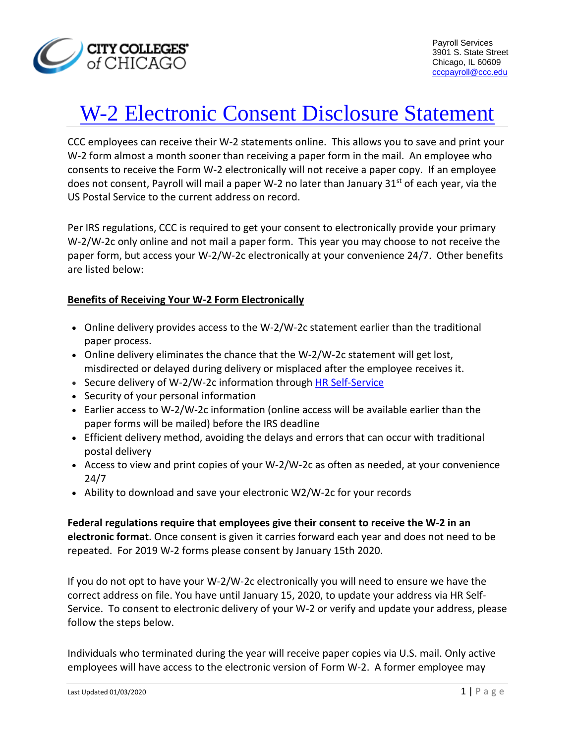Payroll Services
3901 S. State Street
Chicago, IL 60609
cccpayroll@ccc.edu

# W-2 Electronic Consent Disclosure Statement

CCC employees can receive their W-2 statements online. This allows you to save and print your W-2 form almost a month sooner than receiving a paper form in the mail. An employee who consents to receive the Form W-2 electronically will not receive a paper copy. If an employee does not consent, Payroll will mail a paper W-2 no later than January 31st of each year, via the US Postal Service to the current address on record.

Per IRS regulations, CCC is required to get your consent to electronically provide your primary W-2/W-2c only online and not mail a paper form. This year you may choose to not receive the paper form, but access your W-2/W-2c electronically at your convenience 24/7. Other benefits are listed below:

**Benefits of Receiving Your W-2 Form Electronically**

- Online delivery provides access to the W-2/W-2c statement earlier than the traditional paper process.
- Online delivery eliminates the chance that the W-2/W-2c statement will get lost, misdirected or delayed during delivery or misplaced after the employee receives it.
- Secure delivery of W-2/W-2c information through HR Self-Service
- Security of your personal information
- Earlier access to W-2/W-2c information (online access will be available earlier than the paper forms will be mailed) before the IRS deadline
- Efficient delivery method, avoiding the delays and errors that can occur with traditional postal delivery
- Access to view and print copies of your W-2/W-2c as often as needed, at your convenience 24/7
- Ability to download and save your electronic W2/W-2c for your records

**Federal regulations require that employees give their consent to receive the W-2 in an electronic format**. Once consent is given it carries forward each year and does not need to be repeated. For 2019 W-2 forms please consent by January 15th 2020.

If you do not opt to have your W-2/W-2c electronically you will need to ensure we have the correct address on file. You have until January 15, 2020, to update your address via HR Self-Service. To consent to electronic delivery of your W-2 or verify and update your address, please follow the steps below.

Individuals who terminated during the year will receive paper copies via U.S. mail. Only active employees will have access to the electronic version of Form W-2. A former employee may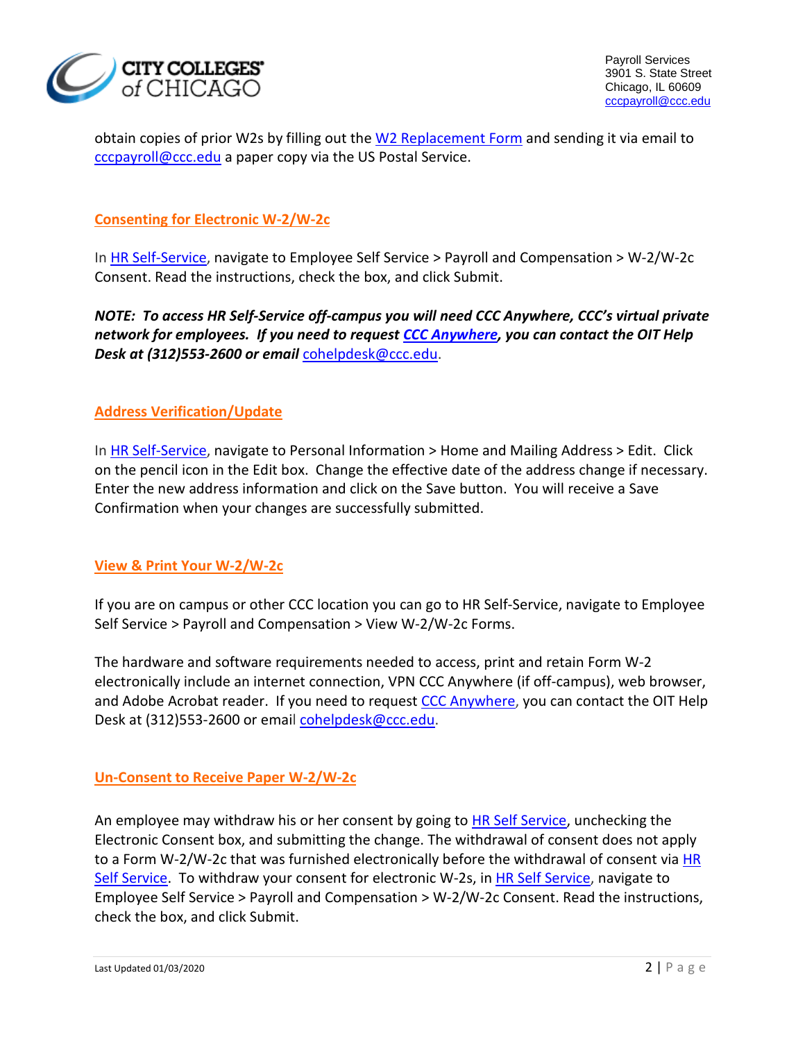obtain copies of prior W2s by filling out the W2 Replacement Form and sending it via email to cccpayroll@ccc.edu a paper copy via the US Postal Service.

## Consenting for Electronic W-2/W-2c

In HR Self-Service, navigate to Employee Self Service > Payroll and Compensation > W-2/W-2c Consent. Read the instructions, check the box, and click Submit.

***NOTE: To access HR Self-Service off-campus you will need CCC Anywhere, CCC's virtual private network for employees. If you need to request CCC Anywhere, you can contact the OIT Help Desk at (312)553-2600 or email*** cohelpdesk@ccc.edu.

## Address Verification/Update

In HR Self-Service, navigate to Personal Information > Home and Mailing Address > Edit. Click on the pencil icon in the Edit box. Change the effective date of the address change if necessary. Enter the new address information and click on the Save button. You will receive a Save Confirmation when your changes are successfully submitted.

## View & Print Your W-2/W-2c

If you are on campus or other CCC location you can go to HR Self-Service, navigate to Employee Self Service > Payroll and Compensation > View W-2/W-2c Forms.

The hardware and software requirements needed to access, print and retain Form W-2 electronically include an internet connection, VPN CCC Anywhere (if off-campus), web browser, and Adobe Acrobat reader. If you need to request CCC Anywhere, you can contact the OIT Help Desk at (312)553-2600 or email cohelpdesk@ccc.edu.

## Un-Consent to Receive Paper W-2/W-2c

An employee may withdraw his or her consent by going to HR Self Service, unchecking the Electronic Consent box, and submitting the change. The withdrawal of consent does not apply to a Form W-2/W-2c that was furnished electronically before the withdrawal of consent via HR Self Service. To withdraw your consent for electronic W-2s, in HR Self Service, navigate to Employee Self Service > Payroll and Compensation > W-2/W-2c Consent. Read the instructions, check the box, and click Submit.